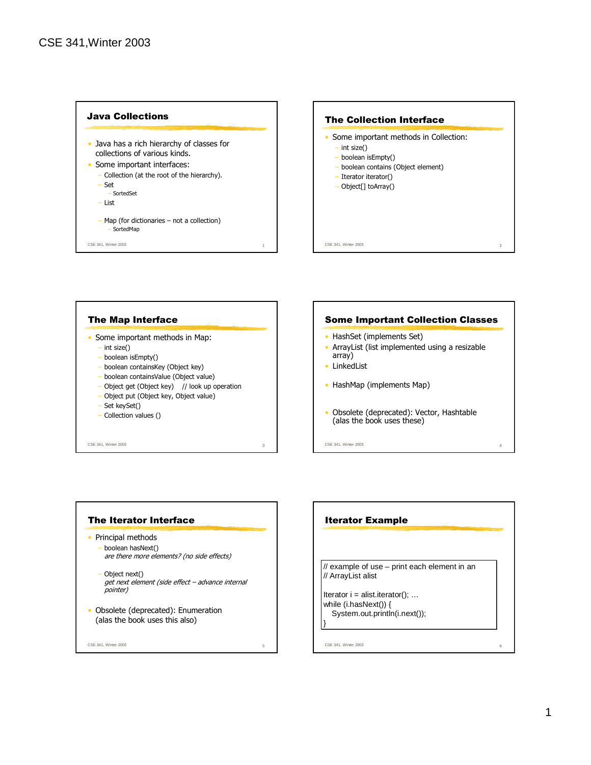# CSE 341,Winter 2003

## Java Collections

- Java has a rich hierarchy of classes for collections of various kinds.
- Some important interfaces:
  - Collection (at the root of the hierarchy).
  - Set
    - SortedSet
  - List
  - Map (for dictionaries – not a collection)
    - SortedMap

## The Collection Interface

- Some important methods in Collection:
  - int size()
  - boolean isEmpty()
  - boolean contains (Object element)
  - Iterator iterator()
  - Object[] toArray()

## The Map Interface

- Some important methods in Map:
  - int size()
  - boolean isEmpty()
  - boolean containsKey (Object key)
  - boolean containsValue (Object value)
  - Object get (Object key) // look up operation
  - Object put (Object key, Object value)
  - Set keySet()
  - Collection values ()

## Some Important Collection Classes

- HashSet (implements Set)
- ArrayList (list implemented using a resizable array)
- LinkedList
- HashMap (implements Map)
- Obsolete (deprecated): Vector, Hashtable (alas the book uses these)

## The Iterator Interface

- Principal methods
  - boolean hasNext()
    *are there more elements? (no side effects)*
  - Object next()
    *get next element (side effect – advance internal pointer)*
- Obsolete (deprecated): Enumeration (alas the book uses this also)

## Iterator Example

```
// example of use – print each element in an
// ArrayList alist

Iterator i = alist.iterator(); …
while (i.hasNext()) {
   System.out.println(i.next());
}
```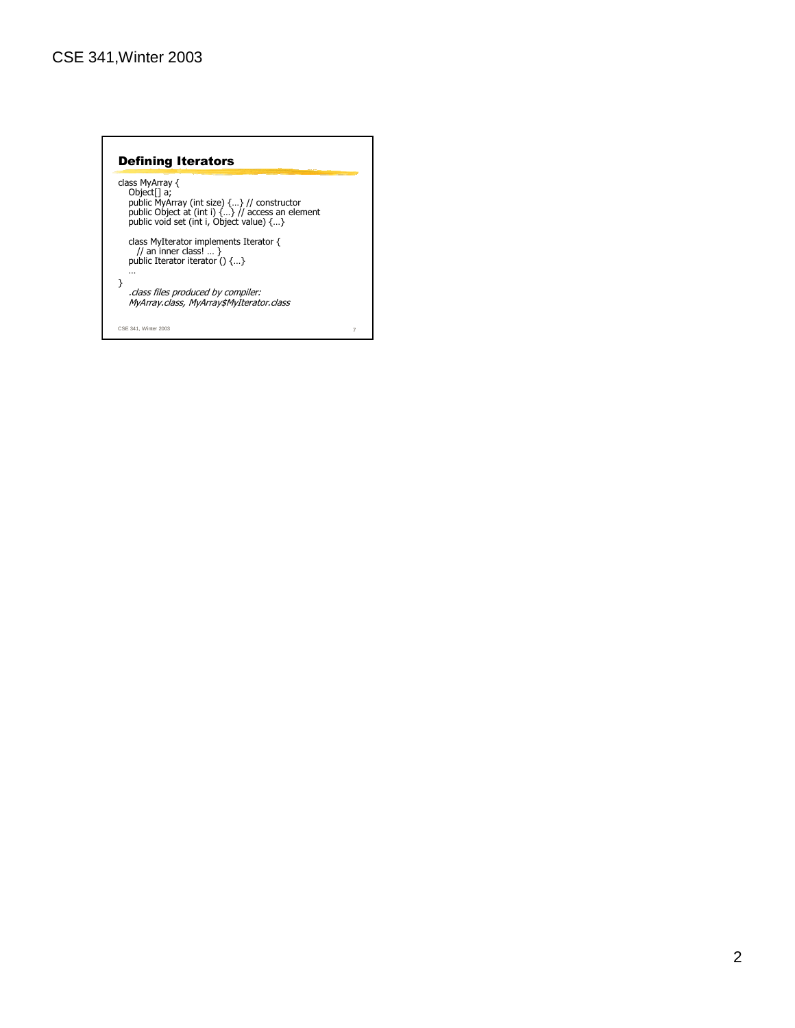## Defining Iterators

```
class MyArray {
   Object[] a;
   public MyArray (int size) {…} // constructor
   public Object at (int i) {…} // access an element
   public void set (int i, Object value) {…}

   class MyIterator implements Iterator {
      // an inner class! … }
   public Iterator iterator () {…}
   …
}
```

*.class files produced by compiler:*
*MyArray.class, MyArray$MyIterator.class*